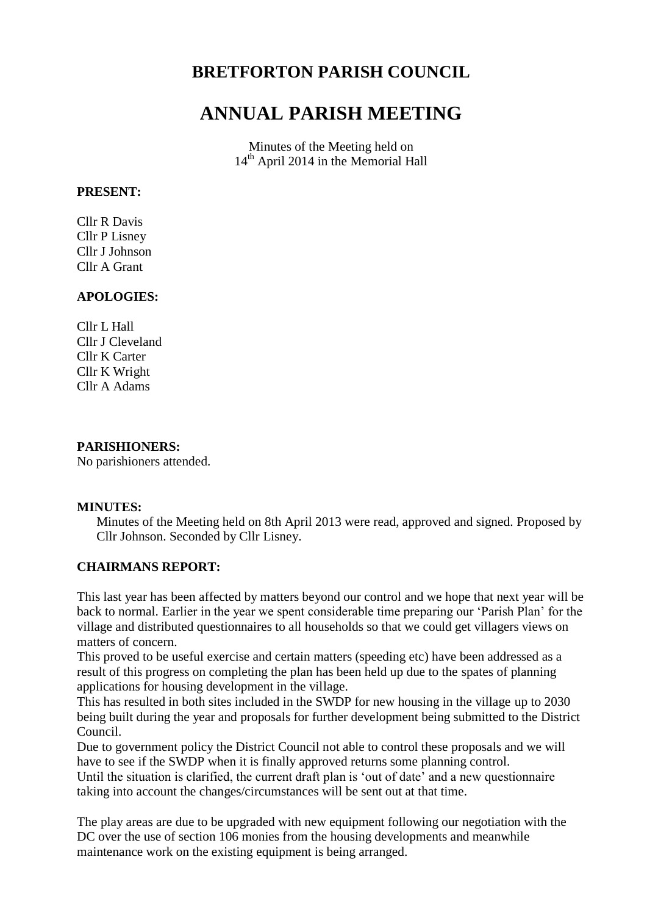# BRETFORTON PARISH COUNCIL

# ANNUAL PARISH MEETING

Minutes of the Meeting held on 14th April 2014 in the Memorial Hall

**PRESENT:**

Cllr R Davis
Cllr P Lisney
Cllr J Johnson
Cllr A Grant

**APOLOGIES:**

Cllr L Hall
Cllr J Cleveland
Cllr K Carter
Cllr K Wright
Cllr A Adams

**PARISHIONERS:**
No parishioners attended.

**MINUTES:**

Minutes of the Meeting held on 8th April 2013 were read, approved and signed. Proposed by Cllr Johnson. Seconded by Cllr Lisney.

**CHAIRMANS REPORT:**

This last year has been affected by matters beyond our control and we hope that next year will be back to normal. Earlier in the year we spent considerable time preparing our 'Parish Plan' for the village and distributed questionnaires to all households so that we could get villagers views on matters of concern.
This proved to be useful exercise and certain matters (speeding etc) have been addressed as a result of this progress on completing the plan has been held up due to the spates of planning applications for housing development in the village.
This has resulted in both sites included in the SWDP for new housing in the village up to 2030 being built during the year and proposals for further development being submitted to the District Council.
Due to government policy the District Council not able to control these proposals and we will have to see if the SWDP when it is finally approved returns some planning control.
Until the situation is clarified, the current draft plan is 'out of date' and a new questionnaire taking into account the changes/circumstances will be sent out at that time.

The play areas are due to be upgraded with new equipment following our negotiation with the DC over the use of section 106 monies from the housing developments and meanwhile maintenance work on the existing equipment is being arranged.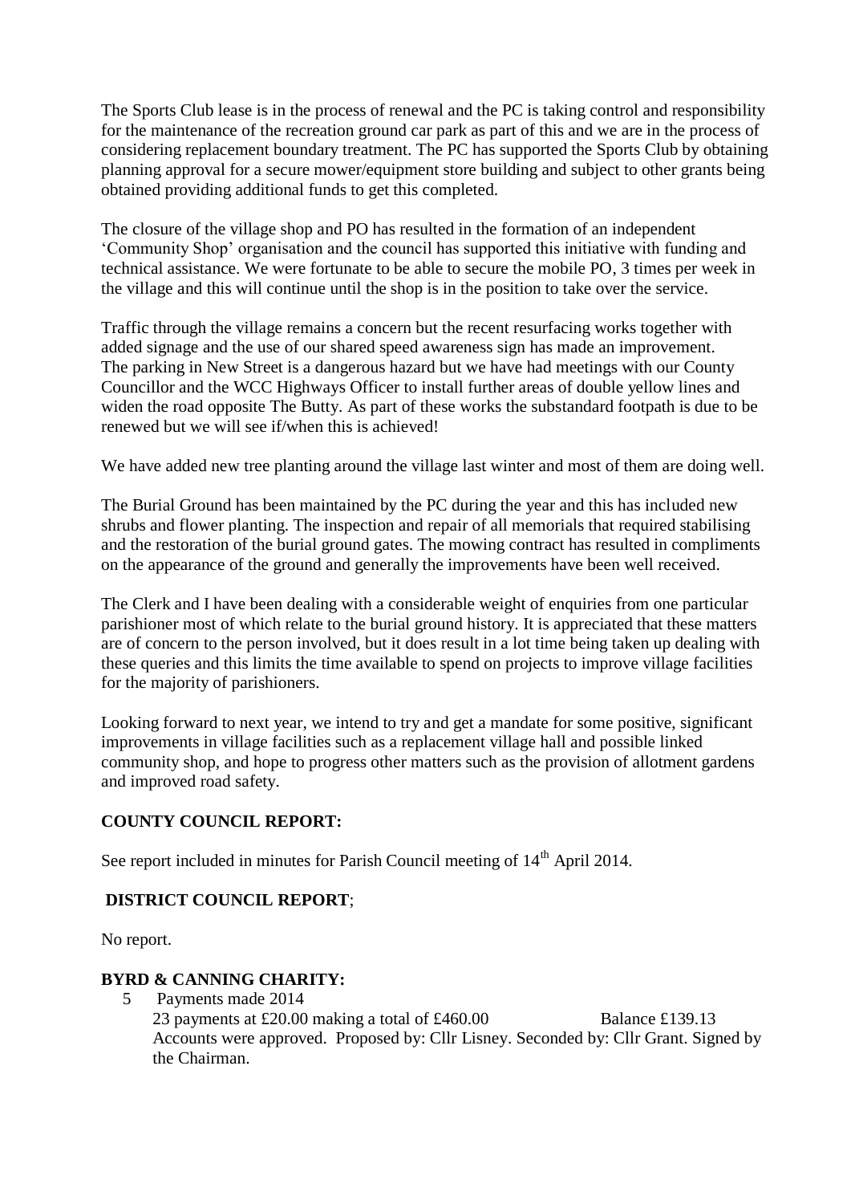The Sports Club lease is in the process of renewal and the PC is taking control and responsibility for the maintenance of the recreation ground car park as part of this and we are in the process of considering replacement boundary treatment. The PC has supported the Sports Club by obtaining planning approval for a secure mower/equipment store building and subject to other grants being obtained providing additional funds to get this completed.

The closure of the village shop and PO has resulted in the formation of an independent 'Community Shop' organisation and the council has supported this initiative with funding and technical assistance. We were fortunate to be able to secure the mobile PO, 3 times per week in the village and this will continue until the shop is in the position to take over the service.

Traffic through the village remains a concern but the recent resurfacing works together with added signage and the use of our shared speed awareness sign has made an improvement. The parking in New Street is a dangerous hazard but we have had meetings with our County Councillor and the WCC Highways Officer to install further areas of double yellow lines and widen the road opposite The Butty. As part of these works the substandard footpath is due to be renewed but we will see if/when this is achieved!

We have added new tree planting around the village last winter and most of them are doing well.

The Burial Ground has been maintained by the PC during the year and this has included new shrubs and flower planting. The inspection and repair of all memorials that required stabilising and the restoration of the burial ground gates. The mowing contract has resulted in compliments on the appearance of the ground and generally the improvements have been well received.

The Clerk and I have been dealing with a considerable weight of enquiries from one particular parishioner most of which relate to the burial ground history. It is appreciated that these matters are of concern to the person involved, but it does result in a lot time being taken up dealing with these queries and this limits the time available to spend on projects to improve village facilities for the majority of parishioners.

Looking forward to next year, we intend to try and get a mandate for some positive, significant improvements in village facilities such as a replacement village hall and possible linked community shop, and hope to progress other matters such as the provision of allotment gardens and improved road safety.

**COUNTY COUNCIL REPORT:**

See report included in minutes for Parish Council meeting of 14th April 2014.

**DISTRICT COUNCIL REPORT**;

No report.

**BYRD & CANNING CHARITY:**

5 Payments made 2014

23 payments at £20.00 making a total of £460.00 Balance £139.13

Accounts were approved. Proposed by: Cllr Lisney. Seconded by: Cllr Grant. Signed by the Chairman.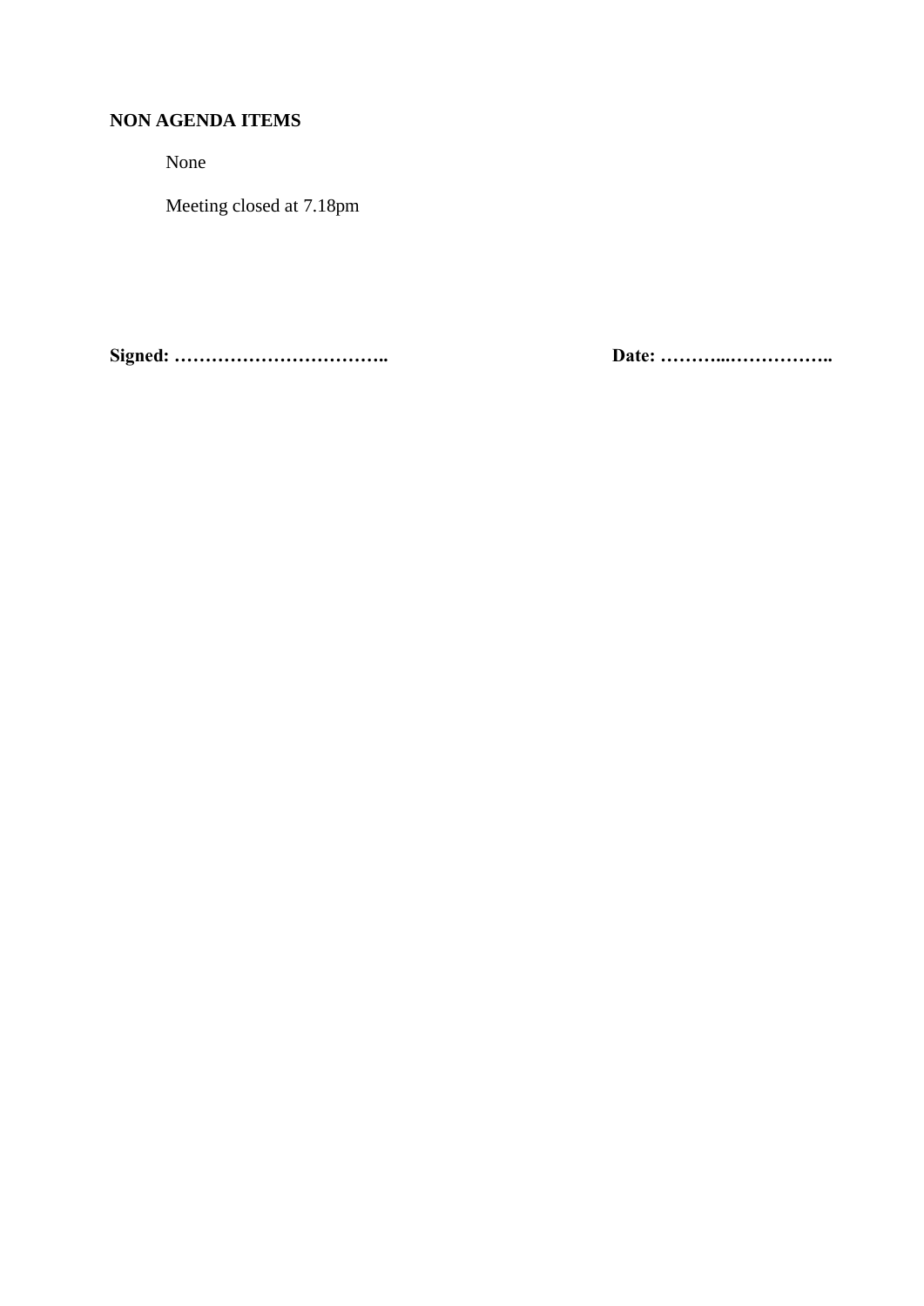**NON AGENDA ITEMS**

None

Meeting closed at 7.18pm

**Signed: ……………………………..** **Date: ………...……………..**